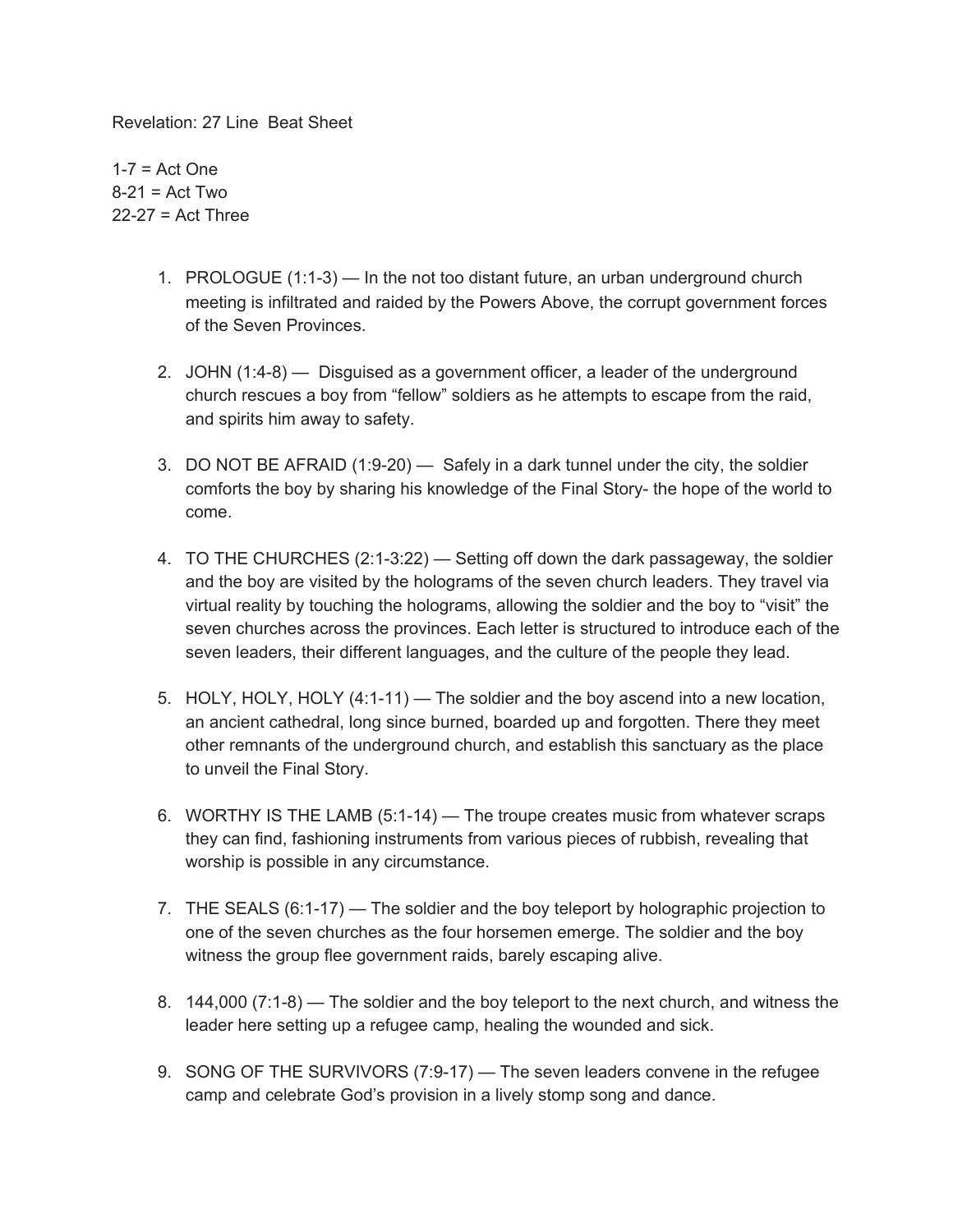Revelation: 27 Line  Beat Sheet

1-7 = Act One
8-21 = Act Two
22-27 = Act Three

1. PROLOGUE (1:1-3) — In the not too distant future, an urban underground church meeting is infiltrated and raided by the Powers Above, the corrupt government forces of the Seven Provinces.

2. JOHN (1:4-8) — Disguised as a government officer, a leader of the underground church rescues a boy from "fellow" soldiers as he attempts to escape from the raid, and spirits him away to safety.

3. DO NOT BE AFRAID (1:9-20) — Safely in a dark tunnel under the city, the soldier comforts the boy by sharing his knowledge of the Final Story- the hope of the world to come.

4. TO THE CHURCHES (2:1-3:22) — Setting off down the dark passageway, the soldier and the boy are visited by the holograms of the seven church leaders. They travel via virtual reality by touching the holograms, allowing the soldier and the boy to "visit" the seven churches across the provinces. Each letter is structured to introduce each of the seven leaders, their different languages, and the culture of the people they lead.

5. HOLY, HOLY, HOLY (4:1-11) — The soldier and the boy ascend into a new location, an ancient cathedral, long since burned, boarded up and forgotten. There they meet other remnants of the underground church, and establish this sanctuary as the place to unveil the Final Story.

6. WORTHY IS THE LAMB (5:1-14) — The troupe creates music from whatever scraps they can find, fashioning instruments from various pieces of rubbish, revealing that worship is possible in any circumstance.

7. THE SEALS (6:1-17) — The soldier and the boy teleport by holographic projection to one of the seven churches as the four horsemen emerge. The soldier and the boy witness the group flee government raids, barely escaping alive.

8. 144,000 (7:1-8) — The soldier and the boy teleport to the next church, and witness the leader here setting up a refugee camp, healing the wounded and sick.

9. SONG OF THE SURVIVORS (7:9-17) — The seven leaders convene in the refugee camp and celebrate God's provision in a lively stomp song and dance.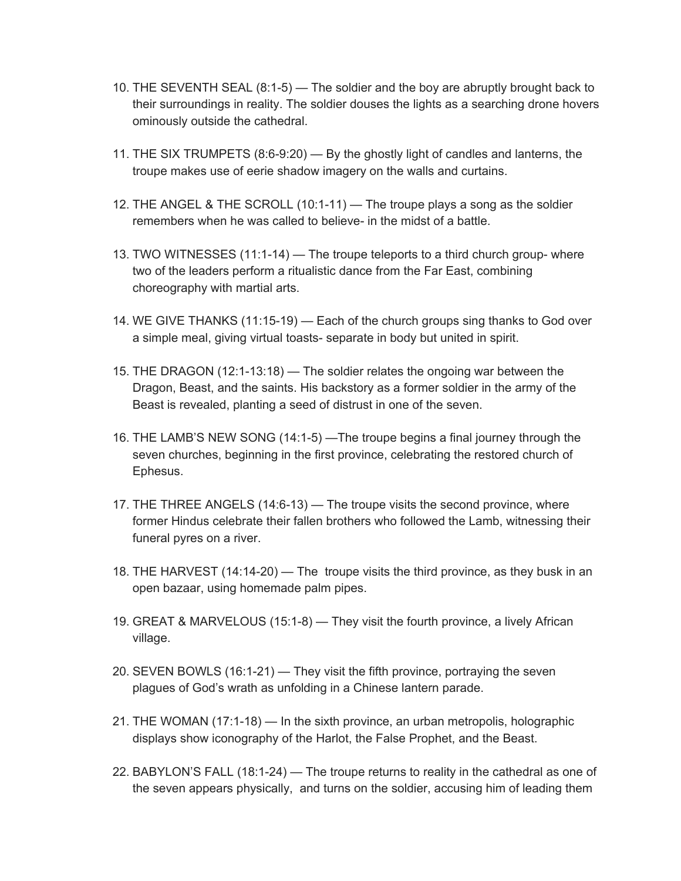10. THE SEVENTH SEAL (8:1-5) — The soldier and the boy are abruptly brought back to their surroundings in reality. The soldier douses the lights as a searching drone hovers ominously outside the cathedral.

11. THE SIX TRUMPETS (8:6-9:20) — By the ghostly light of candles and lanterns, the troupe makes use of eerie shadow imagery on the walls and curtains.

12. THE ANGEL & THE SCROLL (10:1-11) — The troupe plays a song as the soldier remembers when he was called to believe- in the midst of a battle.

13. TWO WITNESSES (11:1-14) — The troupe teleports to a third church group- where two of the leaders perform a ritualistic dance from the Far East, combining choreography with martial arts.

14. WE GIVE THANKS (11:15-19) — Each of the church groups sing thanks to God over a simple meal, giving virtual toasts- separate in body but united in spirit.

15. THE DRAGON (12:1-13:18) — The soldier relates the ongoing war between the Dragon, Beast, and the saints. His backstory as a former soldier in the army of the Beast is revealed, planting a seed of distrust in one of the seven.

16. THE LAMB'S NEW SONG (14:1-5) —The troupe begins a final journey through the seven churches, beginning in the first province, celebrating the restored church of Ephesus.

17. THE THREE ANGELS (14:6-13) — The troupe visits the second province, where former Hindus celebrate their fallen brothers who followed the Lamb, witnessing their funeral pyres on a river.

18. THE HARVEST (14:14-20) — The troupe visits the third province, as they busk in an open bazaar, using homemade palm pipes.

19. GREAT & MARVELOUS (15:1-8) — They visit the fourth province, a lively African village.

20. SEVEN BOWLS (16:1-21) — They visit the fifth province, portraying the seven plagues of God's wrath as unfolding in a Chinese lantern parade.

21. THE WOMAN (17:1-18) — In the sixth province, an urban metropolis, holographic displays show iconography of the Harlot, the False Prophet, and the Beast.

22. BABYLON'S FALL (18:1-24) — The troupe returns to reality in the cathedral as one of the seven appears physically, and turns on the soldier, accusing him of leading them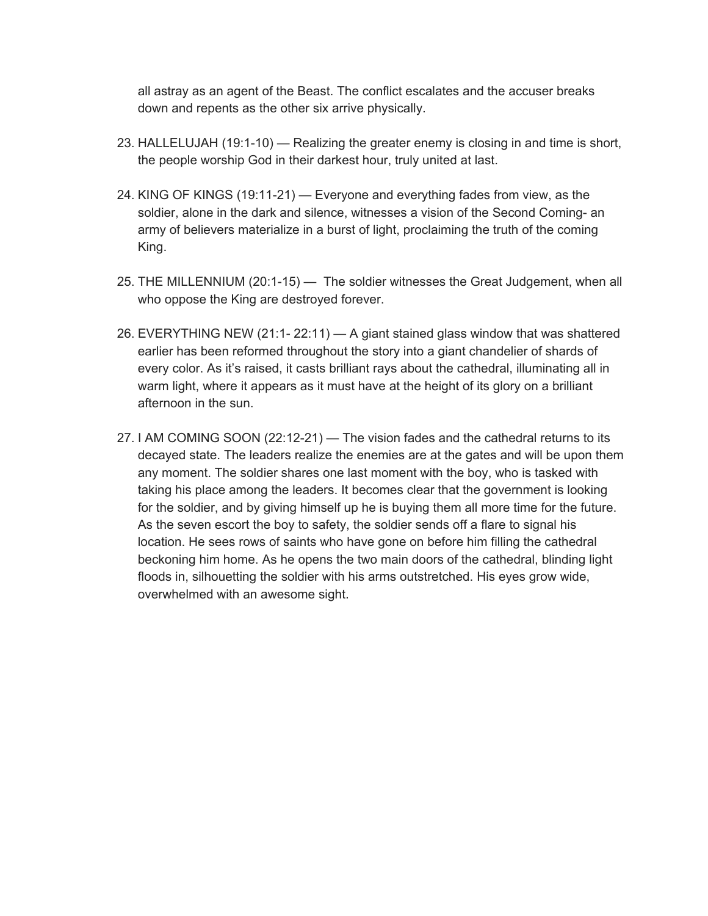all astray as an agent of the Beast. The conflict escalates and the accuser breaks down and repents as the other six arrive physically.

23. HALLELUJAH (19:1-10) — Realizing the greater enemy is closing in and time is short, the people worship God in their darkest hour, truly united at last.

24. KING OF KINGS (19:11-21) — Everyone and everything fades from view, as the soldier, alone in the dark and silence, witnesses a vision of the Second Coming- an army of believers materialize in a burst of light, proclaiming the truth of the coming King.

25. THE MILLENNIUM (20:1-15) — The soldier witnesses the Great Judgement, when all who oppose the King are destroyed forever.

26. EVERYTHING NEW (21:1- 22:11) — A giant stained glass window that was shattered earlier has been reformed throughout the story into a giant chandelier of shards of every color. As it's raised, it casts brilliant rays about the cathedral, illuminating all in warm light, where it appears as it must have at the height of its glory on a brilliant afternoon in the sun.

27. I AM COMING SOON (22:12-21) — The vision fades and the cathedral returns to its decayed state. The leaders realize the enemies are at the gates and will be upon them any moment. The soldier shares one last moment with the boy, who is tasked with taking his place among the leaders. It becomes clear that the government is looking for the soldier, and by giving himself up he is buying them all more time for the future. As the seven escort the boy to safety, the soldier sends off a flare to signal his location. He sees rows of saints who have gone on before him filling the cathedral beckoning him home. As he opens the two main doors of the cathedral, blinding light floods in, silhouetting the soldier with his arms outstretched. His eyes grow wide, overwhelmed with an awesome sight.